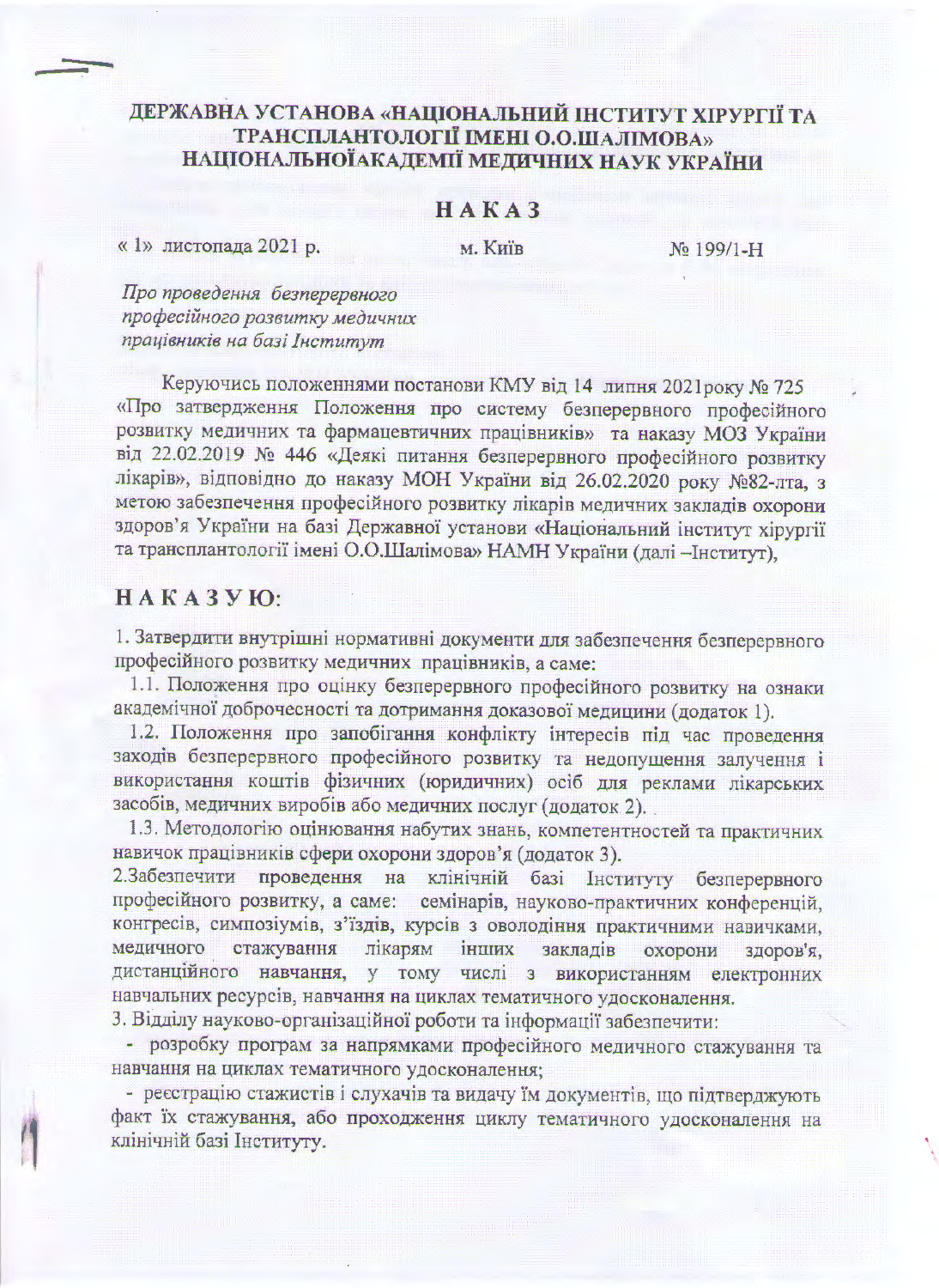# ДЕРЖАВНА УСТАНОВА «НАЦІОНАЛЬНИЙ ІНСТИТУТ ХІРУРГІЇ ТА ТРАНСПЛАНТОЛОГІЇ ІМЕНІ О.О.ШАЛІМОВА» НАЦІОНАЛЬНОЇАКАДЕМІЇ МЕДИЧНИХ НАУК УКРАЇНИ

## НАКАЗ

« 1» листопада 2021 р. м. Київ № 199/1-Н

*Про проведення безперервного професійного розвитку медичних працівників на базі Інститут*

Керуючись положеннями постанови КМУ від 14 липня 2021року № 725 «Про затвердження Положення про систему безперервного професійного розвитку медичних та фармацевтичних працівників» та наказу МОЗ України від 22.02.2019 № 446 «Деякі питання безперервного професійного розвитку лікарів», відповідно до наказу МОН України від 26.02.2020 року №82-лта, з метою забезпечення професійного розвитку лікарів медичних закладів охорони здоров'я України на базі Державної установи «Національний інститут хірургії та трансплантології імені О.О.Шалімова» НАМН України (далі –Інститут),

## НАКАЗУЮ:

1. Затвердити внутрішні нормативні документи для забезпечення безперервного професійного розвитку медичних працівників, а саме:
   1.1. Положення про оцінку безперервного професійного розвитку на ознаки академічної доброчесності та дотримання доказової медицини (додаток 1).
   1.2. Положення про запобігання конфлікту інтересів під час проведення заходів безперервного професійного розвитку та недопущення залучення і використання коштів фізичних (юридичних) осіб для реклами лікарських засобів, медичних виробів або медичних послуг (додаток 2).
   1.3. Методологію оцінювання набутих знань, компетентностей та практичних навичок працівників сфери охорони здоров'я (додаток 3).
2. Забезпечити проведення на клінічній базі Інституту безперервного професійного розвитку, а саме: семінарів, науково-практичних конференцій, конгресів, симпозіумів, з'їздів, курсів з оволодіння практичними навичками, медичного стажування лікарям інших закладів охорони здоров'я, дистанційного навчання, у тому числі з використанням електронних навчальних ресурсів, навчання на циклах тематичного удосконалення.
3. Відділу науково-організаційної роботи та інформації забезпечити:
   - розробку програм за напрямками професійного медичного стажування та навчання на циклах тематичного удосконалення;
   - реєстрацію стажистів і слухачів та видачу їм документів, що підтверджують факт їх стажування, або проходження циклу тематичного удосконалення на клінічній базі Інституту.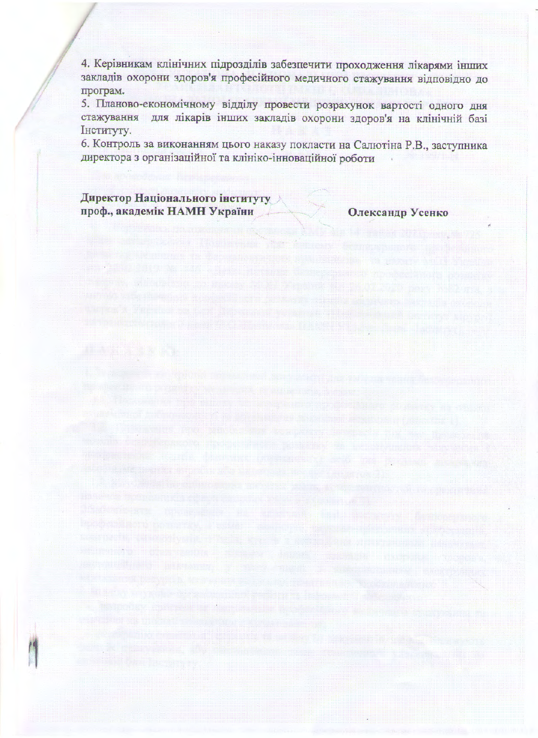4. Керівникам клінічних підрозділів забезпечити проходження лікарями інших закладів охорони здоров'я професійного медичного стажування відповідно до програм.

5. Планово-економічному відділу провести розрахунок вартості одного дня стажування для лікарів інших закладів охорони здоров'я на клінічній базі Інституту.

6. Контроль за виконанням цього наказу покласти на Салютіна Р.В., заступника директора з організаційної та клініко-інноваційної роботи

**Директор Національного інституту**
**проф., академік НАМН України** **Олександр Усенко**